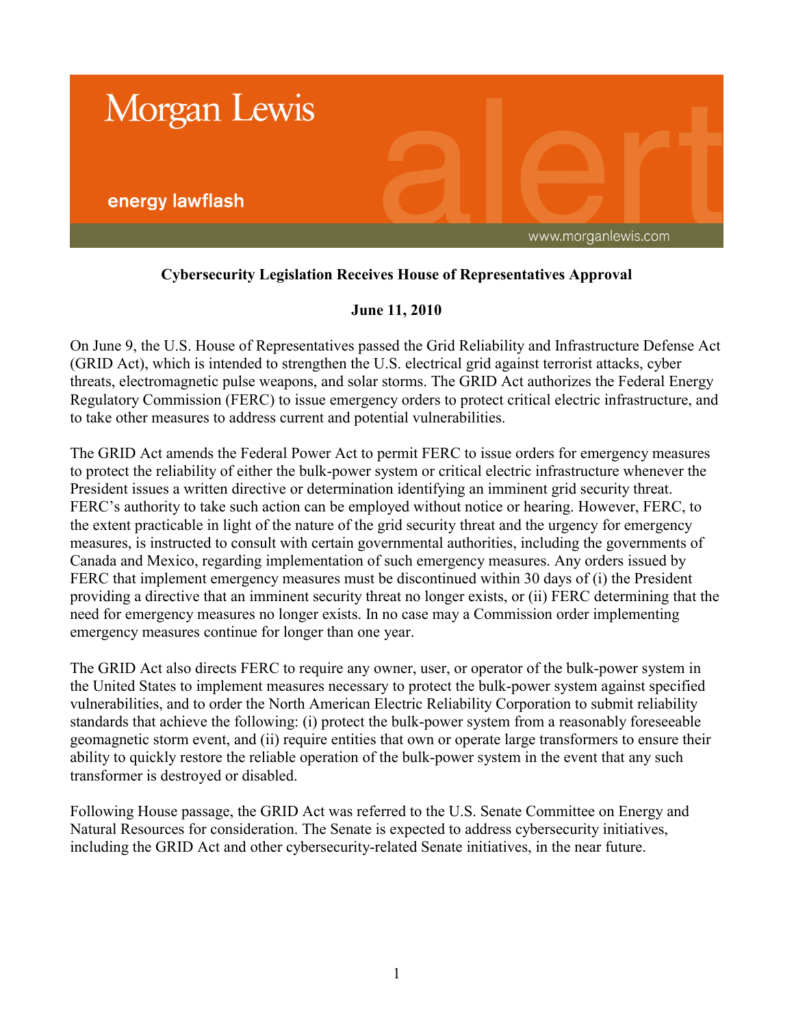Morgan Lewis

energy lawflash

alert

www.morganlewis.com

**Cybersecurity Legislation Receives House of Representatives Approval**

**June 11, 2010**

On June 9, the U.S. House of Representatives passed the Grid Reliability and Infrastructure Defense Act (GRID Act), which is intended to strengthen the U.S. electrical grid against terrorist attacks, cyber threats, electromagnetic pulse weapons, and solar storms. The GRID Act authorizes the Federal Energy Regulatory Commission (FERC) to issue emergency orders to protect critical electric infrastructure, and to take other measures to address current and potential vulnerabilities.

The GRID Act amends the Federal Power Act to permit FERC to issue orders for emergency measures to protect the reliability of either the bulk-power system or critical electric infrastructure whenever the President issues a written directive or determination identifying an imminent grid security threat. FERC's authority to take such action can be employed without notice or hearing. However, FERC, to the extent practicable in light of the nature of the grid security threat and the urgency for emergency measures, is instructed to consult with certain governmental authorities, including the governments of Canada and Mexico, regarding implementation of such emergency measures. Any orders issued by FERC that implement emergency measures must be discontinued within 30 days of (i) the President providing a directive that an imminent security threat no longer exists, or (ii) FERC determining that the need for emergency measures no longer exists. In no case may a Commission order implementing emergency measures continue for longer than one year.

The GRID Act also directs FERC to require any owner, user, or operator of the bulk-power system in the United States to implement measures necessary to protect the bulk-power system against specified vulnerabilities, and to order the North American Electric Reliability Corporation to submit reliability standards that achieve the following: (i) protect the bulk-power system from a reasonably foreseeable geomagnetic storm event, and (ii) require entities that own or operate large transformers to ensure their ability to quickly restore the reliable operation of the bulk-power system in the event that any such transformer is destroyed or disabled.

Following House passage, the GRID Act was referred to the U.S. Senate Committee on Energy and Natural Resources for consideration. The Senate is expected to address cybersecurity initiatives, including the GRID Act and other cybersecurity-related Senate initiatives, in the near future.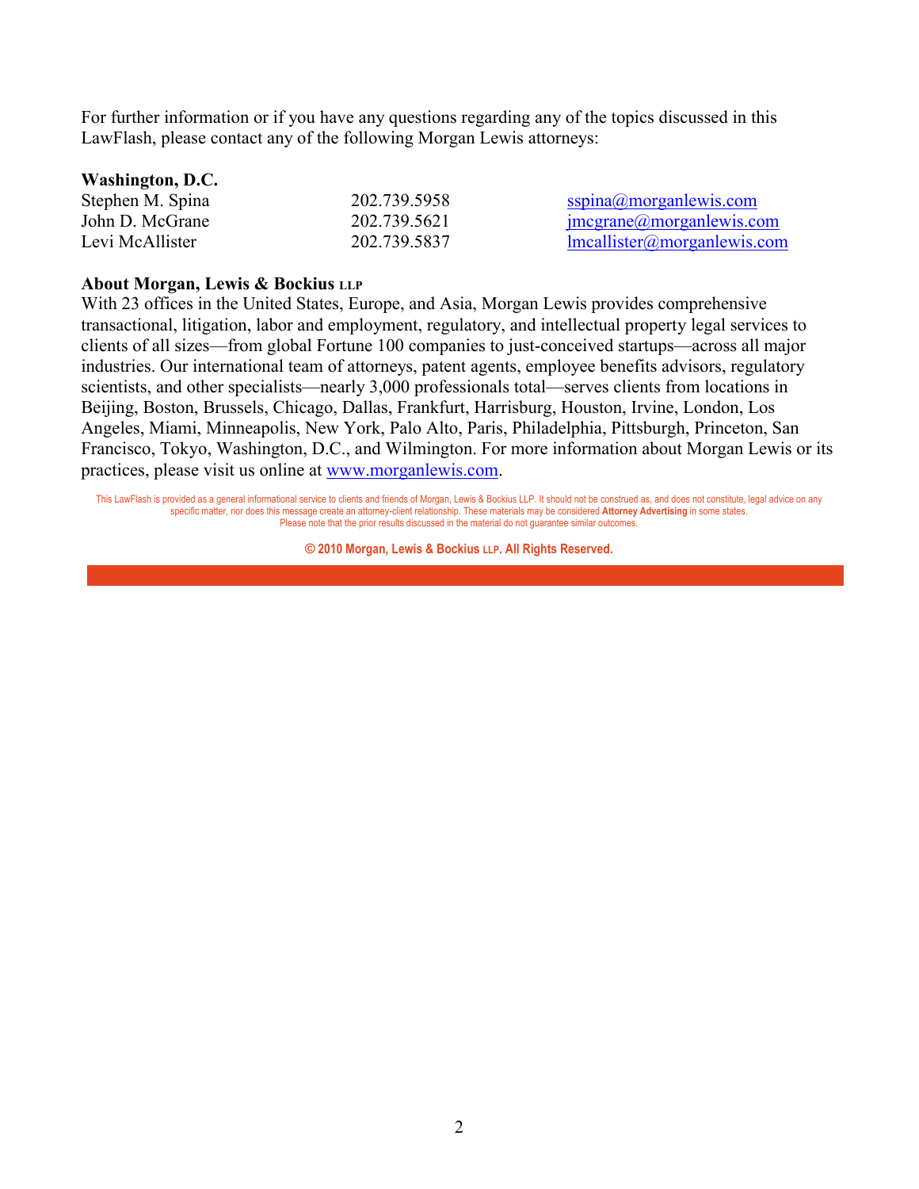For further information or if you have any questions regarding any of the topics discussed in this LawFlash, please contact any of the following Morgan Lewis attorneys:

**Washington, D.C.**

| | | |
|---|---|---|
| Stephen M. Spina | 202.739.5958 | sspina@morganlewis.com |
| John D. McGrane | 202.739.5621 | jmcgrane@morganlewis.com |
| Levi McAllister | 202.739.5837 | lmcallister@morganlewis.com |

**About Morgan, Lewis & Bockius LLP**

With 23 offices in the United States, Europe, and Asia, Morgan Lewis provides comprehensive transactional, litigation, labor and employment, regulatory, and intellectual property legal services to clients of all sizes—from global Fortune 100 companies to just-conceived startups—across all major industries. Our international team of attorneys, patent agents, employee benefits advisors, regulatory scientists, and other specialists—nearly 3,000 professionals total—serves clients from locations in Beijing, Boston, Brussels, Chicago, Dallas, Frankfurt, Harrisburg, Houston, Irvine, London, Los Angeles, Miami, Minneapolis, New York, Palo Alto, Paris, Philadelphia, Pittsburgh, Princeton, San Francisco, Tokyo, Washington, D.C., and Wilmington. For more information about Morgan Lewis or its practices, please visit us online at www.morganlewis.com.

This LawFlash is provided as a general informational service to clients and friends of Morgan, Lewis & Bockius LLP. It should not be construed as, and does not constitute, legal advice on any specific matter, nor does this message create an attorney-client relationship. These materials may be considered **Attorney Advertising** in some states. Please note that the prior results discussed in the material do not guarantee similar outcomes.

**© 2010 Morgan, Lewis & Bockius LLP. All Rights Reserved.**